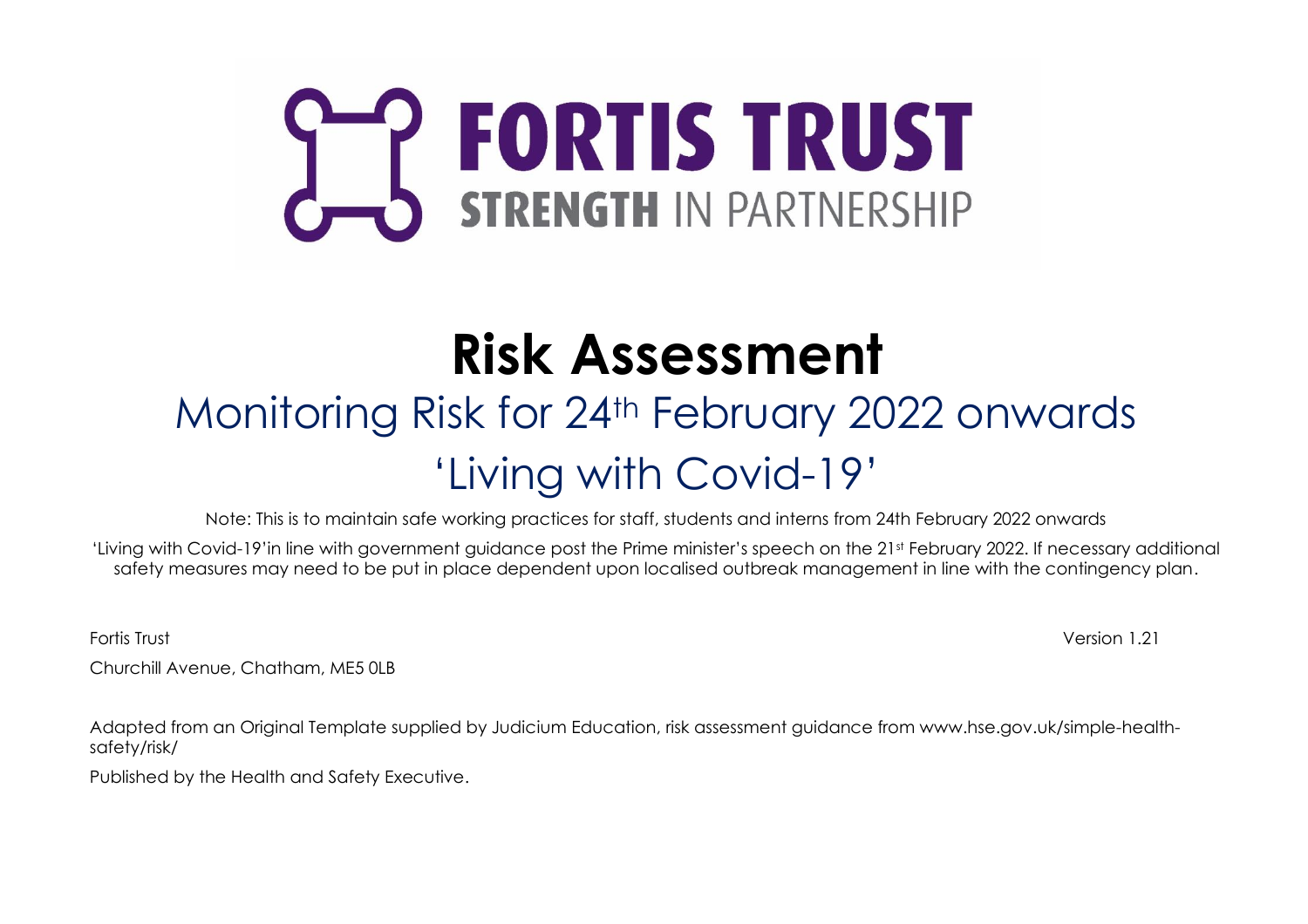FORTIS TRUST

STRENGTH IN PARTNERSHIP

# Risk Assessment

## Monitoring Risk for 24th February 2022 onwards

## 'Living with Covid-19'

Note: This is to maintain safe working practices for staff, students and interns from 24th February 2022 onwards

'Living with Covid-19'in line with government guidance post the Prime minister's speech on the 21st February 2022. If necessary additional safety measures may need to be put in place dependent upon localised outbreak management in line with the contingency plan.

Fortis Trust

Version 1.21

Churchill Avenue, Chatham, ME5 0LB

Adapted from an Original Template supplied by Judicium Education, risk assessment guidance from www.hse.gov.uk/simple-health-safety/risk/

Published by the Health and Safety Executive.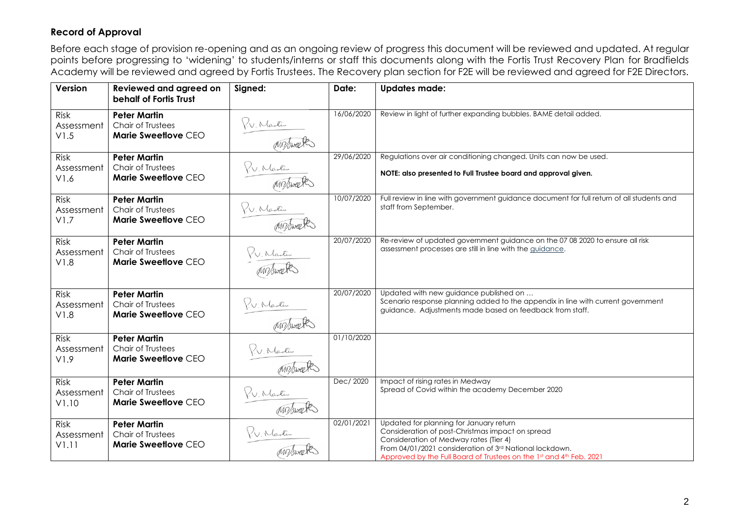## Record of Approval

Before each stage of provision re-opening and as an ongoing review of progress this document will be reviewed and updated. At regular points before progressing to 'widening' to students/interns or staff this documents along with the Fortis Trust Recovery Plan for Bradfields Academy will be reviewed and agreed by Fortis Trustees. The Recovery plan section for F2E will be reviewed and agreed for F2E Directors.

| Version | Reviewed and agreed on behalf of Fortis Trust | Signed: | Date: | Updates made: |
|---|---|---|---|---|
| Risk Assessment V1.5 | **Peter Martin** Chair of Trustees **Marie Sweetlove** CEO | P.V. Martin / MDSweetlove | 16/06/2020 | Review in light of further expanding bubbles. BAME detail added. |
| Risk Assessment V1.6 | **Peter Martin** Chair of Trustees **Marie Sweetlove** CEO | P.V. Martin / MDSweetlove | 29/06/2020 | Regulations over air conditioning changed. Units can now be used. **NOTE: also presented to Full Trustee board and approval given.** |
| Risk Assessment V1.7 | **Peter Martin** Chair of Trustees **Marie Sweetlove** CEO | P.V. Martin / MDSweetlove | 10/07/2020 | Full review in line with government guidance document for full return of all students and staff from September. |
| Risk Assessment V1.8 | **Peter Martin** Chair of Trustees **Marie Sweetlove** CEO | P.V. Martin / MDSweetlove | 20/07/2020 | Re-review of updated government guidance on the 07 08 2020 to ensure all risk assessment processes are still in line with the guidance. |
| Risk Assessment V1.8 | **Peter Martin** Chair of Trustees **Marie Sweetlove** CEO | P.V. Martin / MDSweetlove | 20/07/2020 | Updated with new guidance published on … Scenario response planning added to the appendix in line with current government guidance. Adjustments made based on feedback from staff. |
| Risk Assessment V1.9 | **Peter Martin** Chair of Trustees **Marie Sweetlove** CEO | P.V. Martin / MDSweetlove | 01/10/2020 | |
| Risk Assessment V1.10 | **Peter Martin** Chair of Trustees **Marie Sweetlove** CEO | P.V. Martin / MDSweetlove | Dec/ 2020 | Impact of rising rates in Medway Spread of Covid within the academy December 2020 |
| Risk Assessment V1.11 | **Peter Martin** Chair of Trustees **Marie Sweetlove** CEO | P.V. Martin / MDSweetlove | 02/01/2021 | Updated for planning for January return Consideration of post-Christmas impact on spread Consideration of Medway rates (Tier 4) From 04/01/2021 consideration of 3rd National lockdown. Approved by the Full Board of Trustees on the 1st and 4th Feb. 2021 |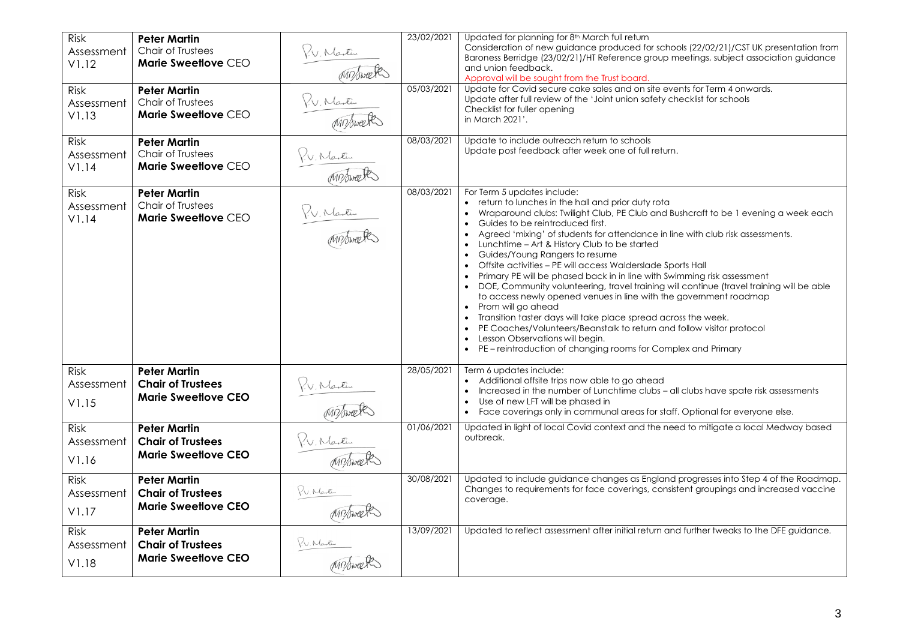| | | | | |
|---|---|---|---|---|
| Risk Assessment V1.12 | **Peter Martin** Chair of Trustees **Marie Sweetlove** CEO | P.V. Martin / M Sweetlove | 23/02/2021 | Updated for planning for 8th March full return<br>Consideration of new guidance produced for schools (22/02/21)/CST UK presentation from Baroness Berridge (23/02/21)/HT Reference group meetings, subject association guidance and union feedback.<br>Approval will be sought from the Trust board. |
| Risk Assessment V1.13 | **Peter Martin** Chair of Trustees **Marie Sweetlove** CEO | P.V. Martin / M Sweetlove | 05/03/2021 | Update for Covid secure cake sales and on site events for Term 4 onwards.<br>Update after full review of the 'Joint union safety checklist for schools Checklist for fuller opening in March 2021'. |
| Risk Assessment V1.14 | **Peter Martin** Chair of Trustees **Marie Sweetlove** CEO | P.V. Martin / M Sweetlove | 08/03/2021 | Update to include outreach return to schools<br>Update post feedback after week one of full return. |
| Risk Assessment V1.14 | **Peter Martin** Chair of Trustees **Marie Sweetlove** CEO | P.V. Martin / M Sweetlove | 08/03/2021 | For Term 5 updates include:<br>• return to lunches in the hall and prior duty rota<br>• Wraparound clubs: Twilight Club, PE Club and Bushcraft to be 1 evening a week each<br>• Guides to be reintroduced first.<br>• Agreed 'mixing' of students for attendance in line with club risk assessments.<br>• Lunchtime – Art & History Club to be started<br>• Guides/Young Rangers to resume<br>• Offsite activities – PE will access Walderslade Sports Hall<br>• Primary PE will be phased back in in line with Swimming risk assessment<br>• DOE, Community volunteering, travel training will continue (travel training will be able to access newly opened venues in line with the government roadmap<br>• Prom will go ahead<br>• Transition taster days will take place spread across the week.<br>• PE Coaches/Volunteers/Beanstalk to return and follow visitor protocol<br>• Lesson Observations will begin.<br>• PE – reintroduction of changing rooms for Complex and Primary |
| Risk Assessment V1.15 | **Peter Martin** **Chair of Trustees** **Marie Sweetlove CEO** | P.V. Martin / M Sweetlove | 28/05/2021 | Term 6 updates include:<br>• Additional offsite trips now able to go ahead<br>• Increased in the number of Lunchtime clubs – all clubs have spate risk assessments<br>• Use of new LFT will be phased in<br>• Face coverings only in communal areas for staff. Optional for everyone else. |
| Risk Assessment V1.16 | **Peter Martin** **Chair of Trustees** **Marie Sweetlove CEO** | P.V. Martin / M Sweetlove | 01/06/2021 | Updated in light of local Covid context and the need to mitigate a local Medway based outbreak. |
| Risk Assessment V1.17 | **Peter Martin** **Chair of Trustees** **Marie Sweetlove CEO** | P.V. Martin / M Sweetlove | 30/08/2021 | Updated to include guidance changes as England progresses into Step 4 of the Roadmap. Changes to requirements for face coverings, consistent groupings and increased vaccine coverage. |
| Risk Assessment V1.18 | **Peter Martin** **Chair of Trustees** **Marie Sweetlove CEO** | P.V. Martin / M Sweetlove | 13/09/2021 | Updated to reflect assessment after initial return and further tweaks to the DFE guidance. |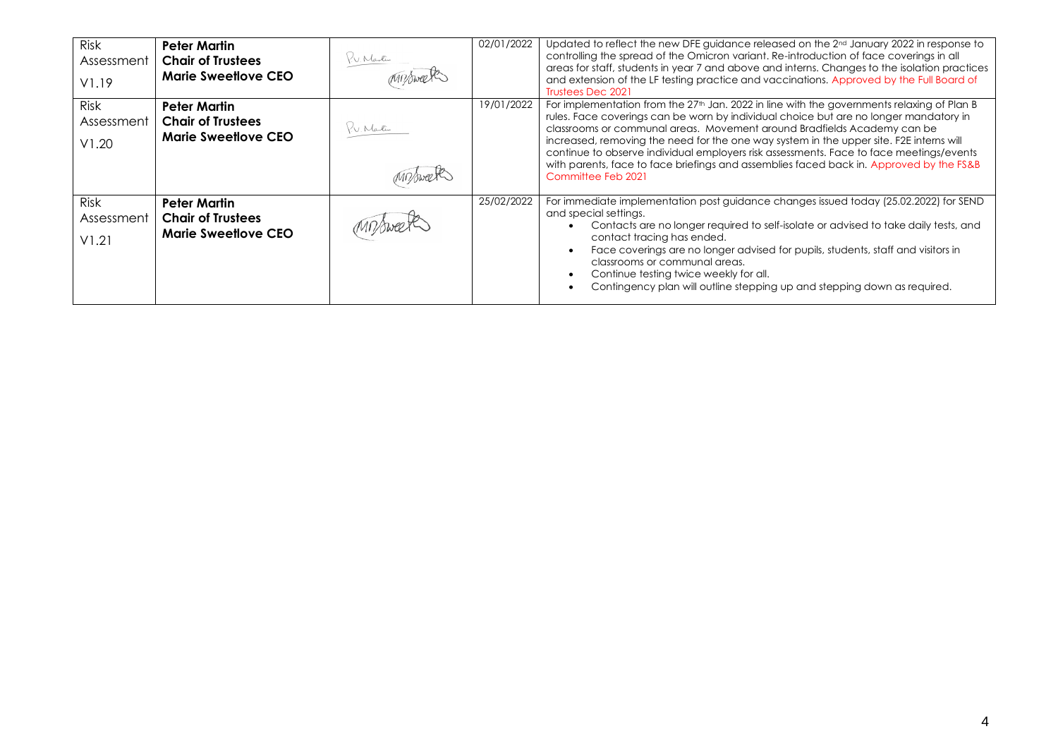| Risk Assessment V1.19 | **Peter Martin Chair of Trustees Marie Sweetlove CEO** | | 02/01/2022 | Updated to reflect the new DFE guidance released on the 2nd January 2022 in response to controlling the spread of the Omicron variant. Re-introduction of face coverings in all areas for staff, students in year 7 and above and interns. Changes to the isolation practices and extension of the LF testing practice and vaccinations. Approved by the Full Board of Trustees Dec 2021 |
|---|---|---|---|---|
| Risk Assessment V1.20 | **Peter Martin Chair of Trustees Marie Sweetlove CEO** | | 19/01/2022 | For implementation from the 27th Jan. 2022 in line with the governments relaxing of Plan B rules. Face coverings can be worn by individual choice but are no longer mandatory in classrooms or communal areas. Movement around Bradfields Academy can be increased, removing the need for the one way system in the upper site. F2E interns will continue to observe individual employers risk assessments. Face to face meetings/events with parents, face to face briefings and assemblies faced back in. Approved by the FS&B Committee Feb 2021 |
| Risk Assessment V1.21 | **Peter Martin Chair of Trustees Marie Sweetlove CEO** | | 25/02/2022 | For immediate implementation post guidance changes issued today (25.02.2022) for SEND and special settings.<br>• Contacts are no longer required to self-isolate or advised to take daily tests, and contact tracing has ended.<br>• Face coverings are no longer advised for pupils, students, staff and visitors in classrooms or communal areas.<br>• Continue testing twice weekly for all.<br>• Contingency plan will outline stepping up and stepping down as required. |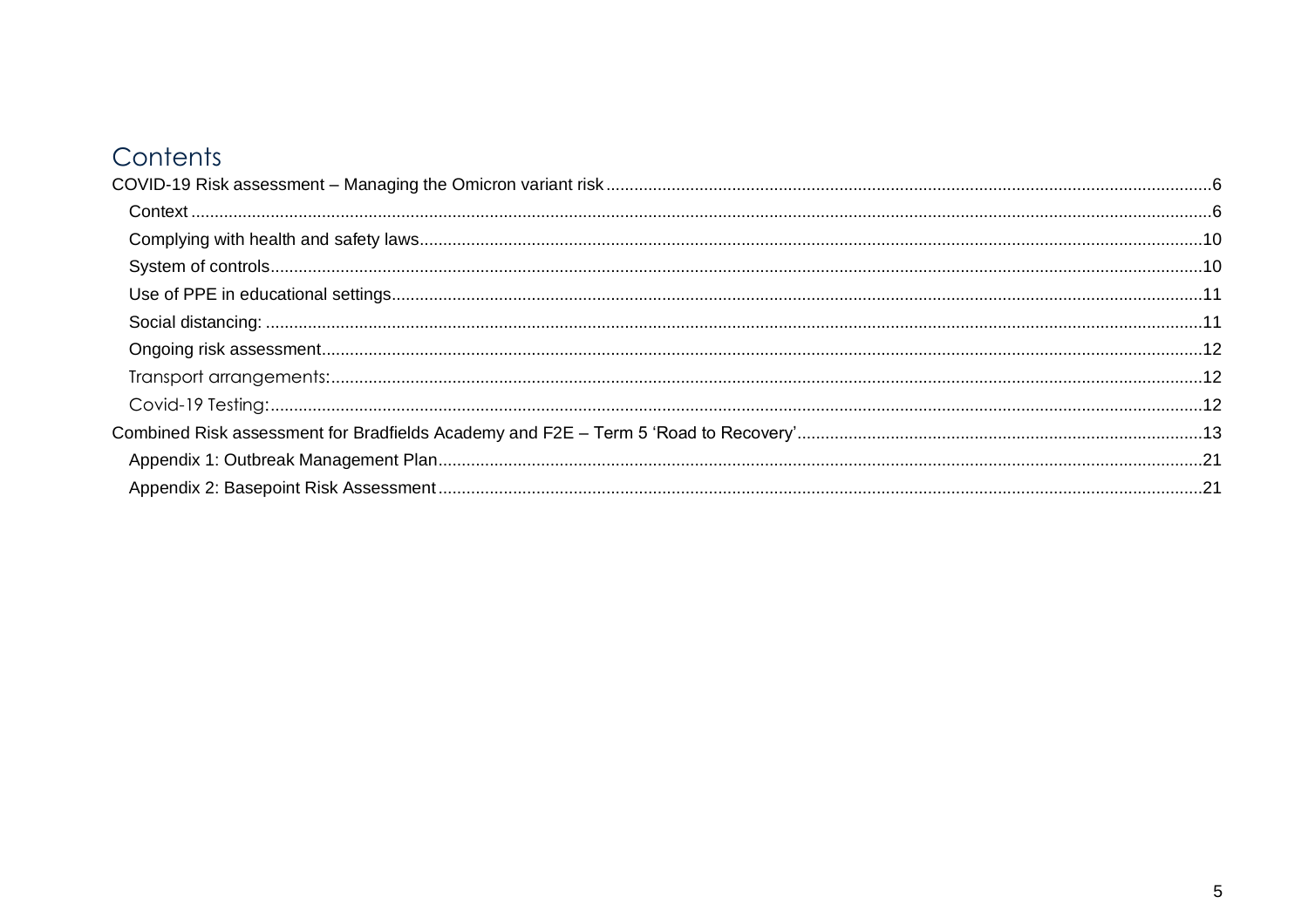# Contents

- COVID-19 Risk assessment – Managing the Omicron variant risk .......... 6
  - Context .......... 6
  - Complying with health and safety laws .......... 10
  - System of controls .......... 10
  - Use of PPE in educational settings .......... 11
  - Social distancing: .......... 11
  - Ongoing risk assessment .......... 12
  - Transport arrangements: .......... 12
  - Covid-19 Testing: .......... 12
- Combined Risk assessment for Bradfields Academy and F2E – Term 5 'Road to Recovery' .......... 13
  - Appendix 1: Outbreak Management Plan .......... 21
  - Appendix 2: Basepoint Risk Assessment .......... 21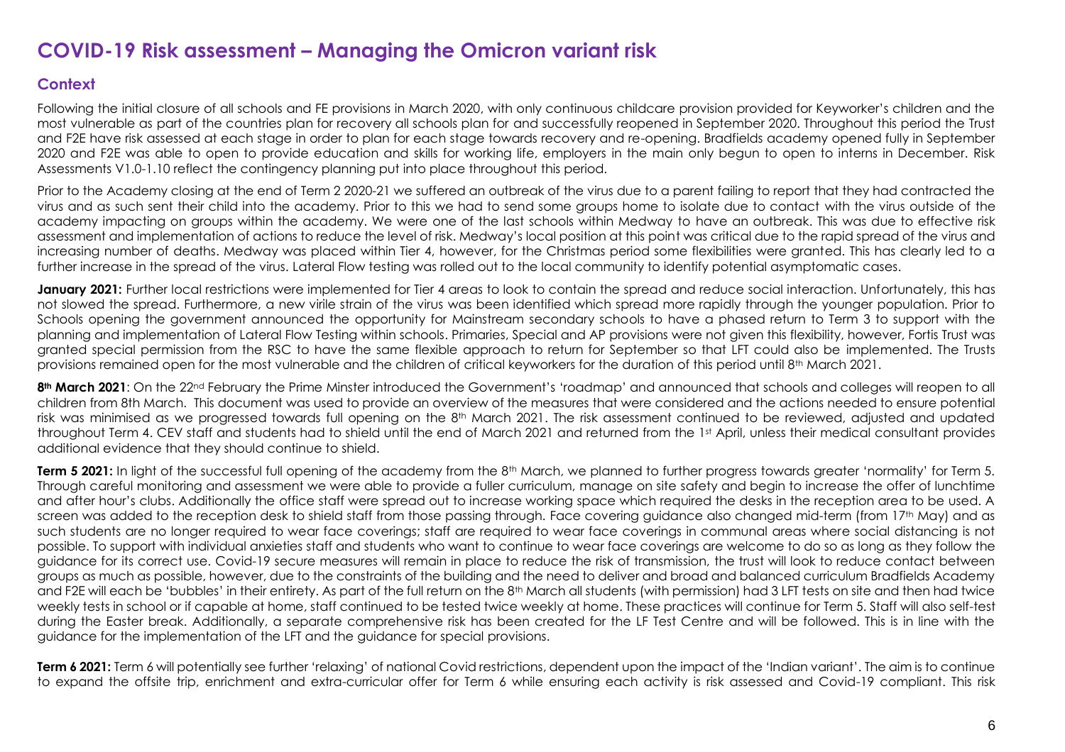# COVID-19 Risk assessment – Managing the Omicron variant risk

## Context

Following the initial closure of all schools and FE provisions in March 2020, with only continuous childcare provision provided for Keyworker's children and the most vulnerable as part of the countries plan for recovery all schools plan for and successfully reopened in September 2020. Throughout this period the Trust and F2E have risk assessed at each stage in order to plan for each stage towards recovery and re-opening. Bradfields academy opened fully in September 2020 and F2E was able to open to provide education and skills for working life, employers in the main only begun to open to interns in December. Risk Assessments V1.0-1.10 reflect the contingency planning put into place throughout this period.

Prior to the Academy closing at the end of Term 2 2020-21 we suffered an outbreak of the virus due to a parent failing to report that they had contracted the virus and as such sent their child into the academy. Prior to this we had to send some groups home to isolate due to contact with the virus outside of the academy impacting on groups within the academy. We were one of the last schools within Medway to have an outbreak. This was due to effective risk assessment and implementation of actions to reduce the level of risk. Medway's local position at this point was critical due to the rapid spread of the virus and increasing number of deaths. Medway was placed within Tier 4, however, for the Christmas period some flexibilities were granted. This has clearly led to a further increase in the spread of the virus. Lateral Flow testing was rolled out to the local community to identify potential asymptomatic cases.

**January 2021:** Further local restrictions were implemented for Tier 4 areas to look to contain the spread and reduce social interaction. Unfortunately, this has not slowed the spread. Furthermore, a new virile strain of the virus was been identified which spread more rapidly through the younger population. Prior to Schools opening the government announced the opportunity for Mainstream secondary schools to have a phased return to Term 3 to support with the planning and implementation of Lateral Flow Testing within schools. Primaries, Special and AP provisions were not given this flexibility, however, Fortis Trust was granted special permission from the RSC to have the same flexible approach to return for September so that LFT could also be implemented. The Trusts provisions remained open for the most vulnerable and the children of critical keyworkers for the duration of this period until 8th March 2021.

**8th March 2021**: On the 22nd February the Prime Minster introduced the Government's 'roadmap' and announced that schools and colleges will reopen to all children from 8th March. This document was used to provide an overview of the measures that were considered and the actions needed to ensure potential risk was minimised as we progressed towards full opening on the 8th March 2021. The risk assessment continued to be reviewed, adjusted and updated throughout Term 4. CEV staff and students had to shield until the end of March 2021 and returned from the 1st April, unless their medical consultant provides additional evidence that they should continue to shield.

**Term 5 2021:** In light of the successful full opening of the academy from the 8th March, we planned to further progress towards greater 'normality' for Term 5. Through careful monitoring and assessment we were able to provide a fuller curriculum, manage on site safety and begin to increase the offer of lunchtime and after hour's clubs. Additionally the office staff were spread out to increase working space which required the desks in the reception area to be used. A screen was added to the reception desk to shield staff from those passing through. Face covering guidance also changed mid-term (from 17th May) and as such students are no longer required to wear face coverings; staff are required to wear face coverings in communal areas where social distancing is not possible. To support with individual anxieties staff and students who want to continue to wear face coverings are welcome to do so as long as they follow the guidance for its correct use. Covid-19 secure measures will remain in place to reduce the risk of transmission, the trust will look to reduce contact between groups as much as possible, however, due to the constraints of the building and the need to deliver and broad and balanced curriculum Bradfields Academy and F2E will each be 'bubbles' in their entirety. As part of the full return on the 8th March all students (with permission) had 3 LFT tests on site and then had twice weekly tests in school or if capable at home, staff continued to be tested twice weekly at home. These practices will continue for Term 5. Staff will also self-test during the Easter break. Additionally, a separate comprehensive risk has been created for the LF Test Centre and will be followed. This is in line with the guidance for the implementation of the LFT and the guidance for special provisions.

**Term 6 2021:** Term 6 will potentially see further 'relaxing' of national Covid restrictions, dependent upon the impact of the 'Indian variant'. The aim is to continue to expand the offsite trip, enrichment and extra-curricular offer for Term 6 while ensuring each activity is risk assessed and Covid-19 compliant. This risk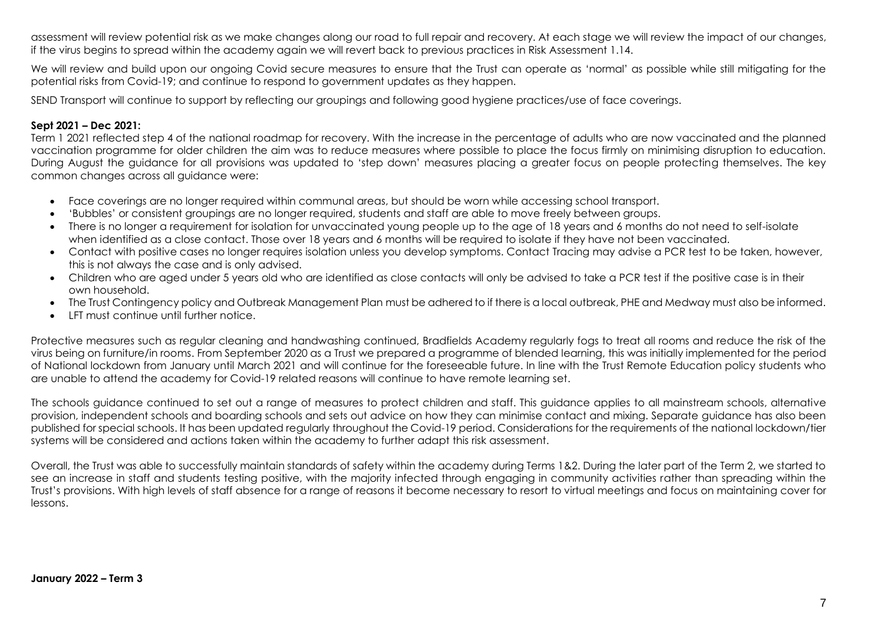assessment will review potential risk as we make changes along our road to full repair and recovery. At each stage we will review the impact of our changes, if the virus begins to spread within the academy again we will revert back to previous practices in Risk Assessment 1.14.

We will review and build upon our ongoing Covid secure measures to ensure that the Trust can operate as 'normal' as possible while still mitigating for the potential risks from Covid-19; and continue to respond to government updates as they happen.

SEND Transport will continue to support by reflecting our groupings and following good hygiene practices/use of face coverings.

**Sept 2021 – Dec 2021:**
Term 1 2021 reflected step 4 of the national roadmap for recovery. With the increase in the percentage of adults who are now vaccinated and the planned vaccination programme for older children the aim was to reduce measures where possible to place the focus firmly on minimising disruption to education. During August the guidance for all provisions was updated to 'step down' measures placing a greater focus on people protecting themselves. The key common changes across all guidance were:

- Face coverings are no longer required within communal areas, but should be worn while accessing school transport.
- 'Bubbles' or consistent groupings are no longer required, students and staff are able to move freely between groups.
- There is no longer a requirement for isolation for unvaccinated young people up to the age of 18 years and 6 months do not need to self-isolate when identified as a close contact. Those over 18 years and 6 months will be required to isolate if they have not been vaccinated.
- Contact with positive cases no longer requires isolation unless you develop symptoms. Contact Tracing may advise a PCR test to be taken, however, this is not always the case and is only advised.
- Children who are aged under 5 years old who are identified as close contacts will only be advised to take a PCR test if the positive case is in their own household.
- The Trust Contingency policy and Outbreak Management Plan must be adhered to if there is a local outbreak, PHE and Medway must also be informed.
- LFT must continue until further notice.

Protective measures such as regular cleaning and handwashing continued, Bradfields Academy regularly fogs to treat all rooms and reduce the risk of the virus being on furniture/in rooms. From September 2020 as a Trust we prepared a programme of blended learning, this was initially implemented for the period of National lockdown from January until March 2021 and will continue for the foreseeable future. In line with the Trust Remote Education policy students who are unable to attend the academy for Covid-19 related reasons will continue to have remote learning set.

The schools guidance continued to set out a range of measures to protect children and staff. This guidance applies to all mainstream schools, alternative provision, independent schools and boarding schools and sets out advice on how they can minimise contact and mixing. Separate guidance has also been published for special schools. It has been updated regularly throughout the Covid-19 period. Considerations for the requirements of the national lockdown/tier systems will be considered and actions taken within the academy to further adapt this risk assessment.

Overall, the Trust was able to successfully maintain standards of safety within the academy during Terms 1&2. During the later part of the Term 2, we started to see an increase in staff and students testing positive, with the majority infected through engaging in community activities rather than spreading within the Trust's provisions. With high levels of staff absence for a range of reasons it become necessary to resort to virtual meetings and focus on maintaining cover for lessons.

**January 2022 – Term 3**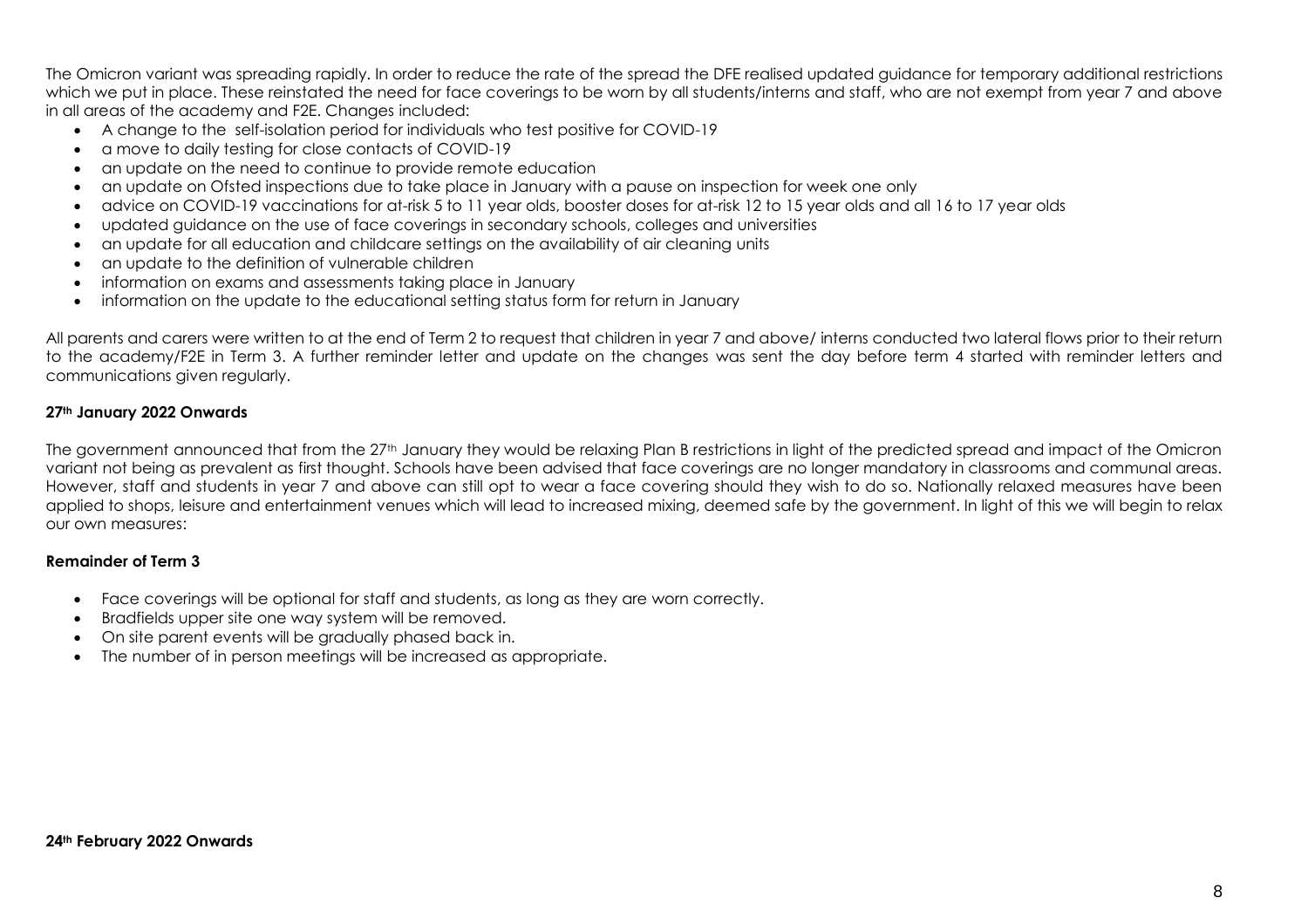The Omicron variant was spreading rapidly. In order to reduce the rate of the spread the DFE realised updated guidance for temporary additional restrictions which we put in place. These reinstated the need for face coverings to be worn by all students/interns and staff, who are not exempt from year 7 and above in all areas of the academy and F2E. Changes included:

- A change to the self-isolation period for individuals who test positive for COVID-19
- a move to daily testing for close contacts of COVID-19
- an update on the need to continue to provide remote education
- an update on Ofsted inspections due to take place in January with a pause on inspection for week one only
- advice on COVID-19 vaccinations for at-risk 5 to 11 year olds, booster doses for at-risk 12 to 15 year olds and all 16 to 17 year olds
- updated guidance on the use of face coverings in secondary schools, colleges and universities
- an update for all education and childcare settings on the availability of air cleaning units
- an update to the definition of vulnerable children
- information on exams and assessments taking place in January
- information on the update to the educational setting status form for return in January

All parents and carers were written to at the end of Term 2 to request that children in year 7 and above/ interns conducted two lateral flows prior to their return to the academy/F2E in Term 3. A further reminder letter and update on the changes was sent the day before term 4 started with reminder letters and communications given regularly.

**27th January 2022 Onwards**

The government announced that from the 27th January they would be relaxing Plan B restrictions in light of the predicted spread and impact of the Omicron variant not being as prevalent as first thought. Schools have been advised that face coverings are no longer mandatory in classrooms and communal areas. However, staff and students in year 7 and above can still opt to wear a face covering should they wish to do so. Nationally relaxed measures have been applied to shops, leisure and entertainment venues which will lead to increased mixing, deemed safe by the government. In light of this we will begin to relax our own measures:

**Remainder of Term 3**

- Face coverings will be optional for staff and students, as long as they are worn correctly.
- Bradfields upper site one way system will be removed.
- On site parent events will be gradually phased back in.
- The number of in person meetings will be increased as appropriate.

**24th February 2022 Onwards**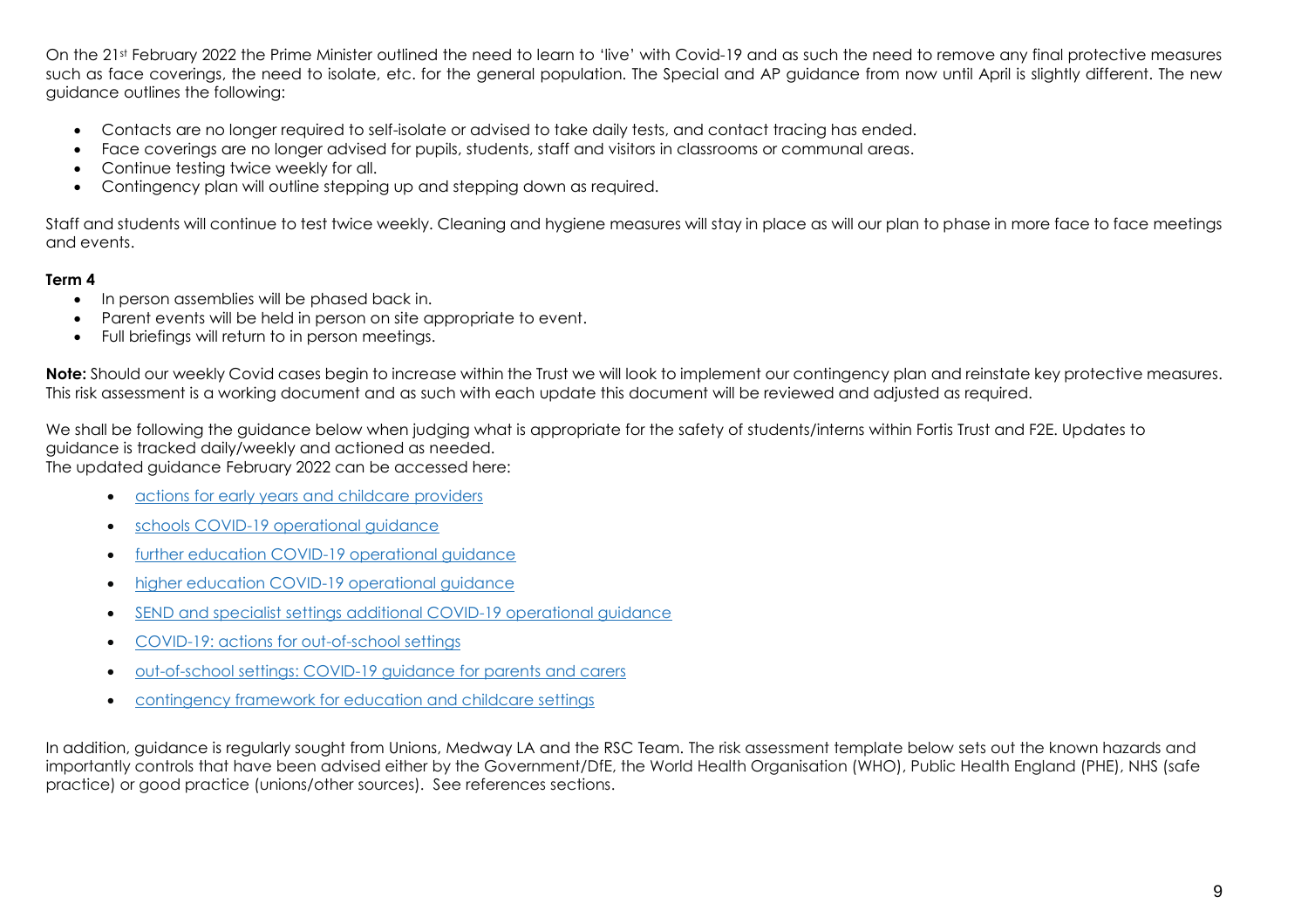On the 21st February 2022 the Prime Minister outlined the need to learn to 'live' with Covid-19 and as such the need to remove any final protective measures such as face coverings, the need to isolate, etc. for the general population. The Special and AP guidance from now until April is slightly different. The new guidance outlines the following:

- Contacts are no longer required to self-isolate or advised to take daily tests, and contact tracing has ended.
- Face coverings are no longer advised for pupils, students, staff and visitors in classrooms or communal areas.
- Continue testing twice weekly for all.
- Contingency plan will outline stepping up and stepping down as required.

Staff and students will continue to test twice weekly. Cleaning and hygiene measures will stay in place as will our plan to phase in more face to face meetings and events.

**Term 4**

- In person assemblies will be phased back in.
- Parent events will be held in person on site appropriate to event.
- Full briefings will return to in person meetings.

**Note:** Should our weekly Covid cases begin to increase within the Trust we will look to implement our contingency plan and reinstate key protective measures. This risk assessment is a working document and as such with each update this document will be reviewed and adjusted as required.

We shall be following the guidance below when judging what is appropriate for the safety of students/interns within Fortis Trust and F2E. Updates to guidance is tracked daily/weekly and actioned as needed.
The updated guidance February 2022 can be accessed here:

- actions for early years and childcare providers
- schools COVID-19 operational guidance
- further education COVID-19 operational guidance
- higher education COVID-19 operational guidance
- SEND and specialist settings additional COVID-19 operational guidance
- COVID-19: actions for out-of-school settings
- out-of-school settings: COVID-19 guidance for parents and carers
- contingency framework for education and childcare settings

In addition, guidance is regularly sought from Unions, Medway LA and the RSC Team. The risk assessment template below sets out the known hazards and importantly controls that have been advised either by the Government/DfE, the World Health Organisation (WHO), Public Health England (PHE), NHS (safe practice) or good practice (unions/other sources). See references sections.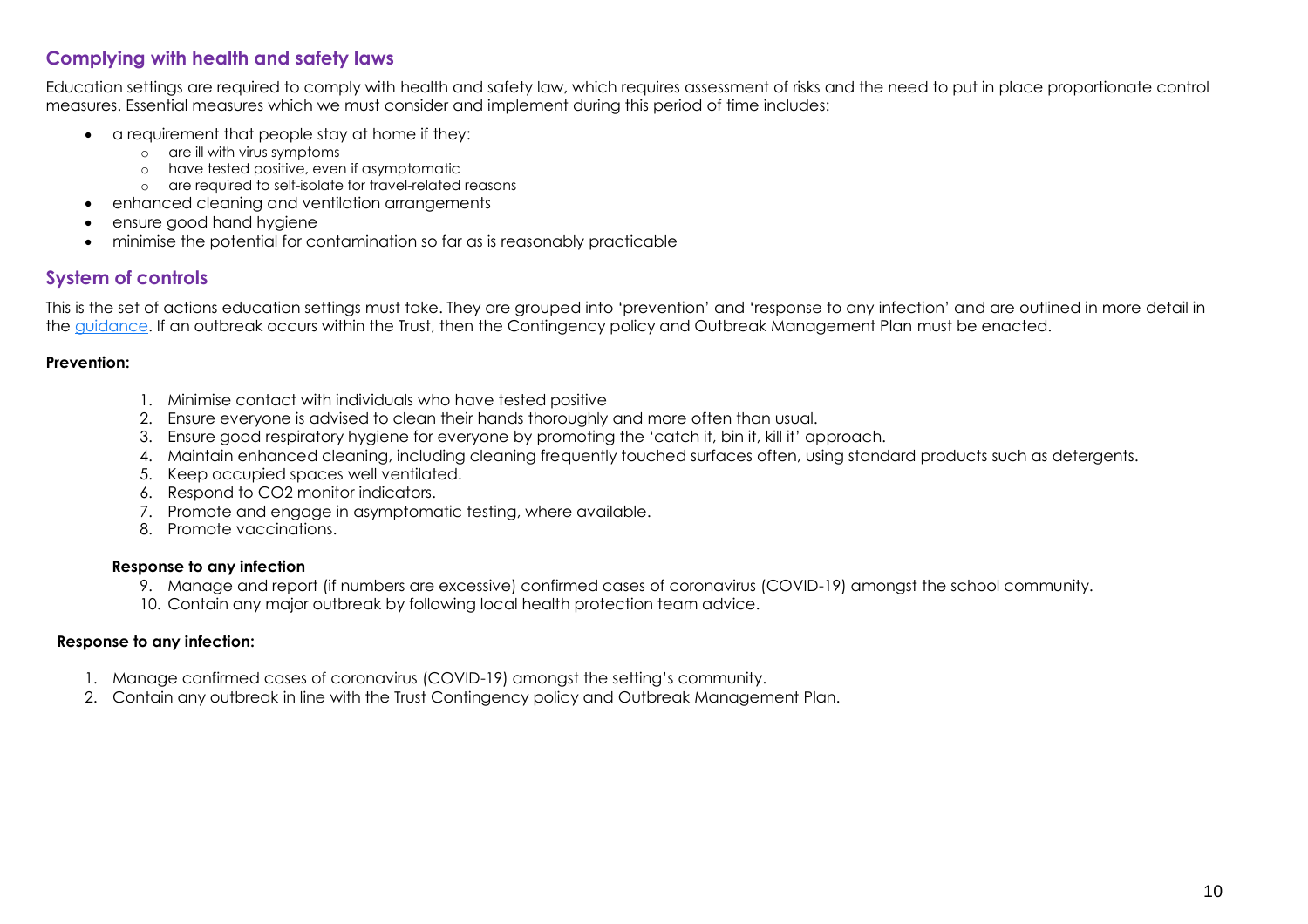## Complying with health and safety laws

Education settings are required to comply with health and safety law, which requires assessment of risks and the need to put in place proportionate control measures. Essential measures which we must consider and implement during this period of time includes:

- a requirement that people stay at home if they:
    - are ill with virus symptoms
    - have tested positive, even if asymptomatic
    - are required to self-isolate for travel-related reasons
- enhanced cleaning and ventilation arrangements
- ensure good hand hygiene
- minimise the potential for contamination so far as is reasonably practicable

## System of controls

This is the set of actions education settings must take. They are grouped into 'prevention' and 'response to any infection' and are outlined in more detail in the guidance. If an outbreak occurs within the Trust, then the Contingency policy and Outbreak Management Plan must be enacted.

**Prevention:**

1. Minimise contact with individuals who have tested positive
2. Ensure everyone is advised to clean their hands thoroughly and more often than usual.
3. Ensure good respiratory hygiene for everyone by promoting the 'catch it, bin it, kill it' approach.
4. Maintain enhanced cleaning, including cleaning frequently touched surfaces often, using standard products such as detergents.
5. Keep occupied spaces well ventilated.
6. Respond to CO2 monitor indicators.
7. Promote and engage in asymptomatic testing, where available.
8. Promote vaccinations.

**Response to any infection**

9. Manage and report (if numbers are excessive) confirmed cases of coronavirus (COVID-19) amongst the school community.
10. Contain any major outbreak by following local health protection team advice.

**Response to any infection:**

1. Manage confirmed cases of coronavirus (COVID-19) amongst the setting's community.
2. Contain any outbreak in line with the Trust Contingency policy and Outbreak Management Plan.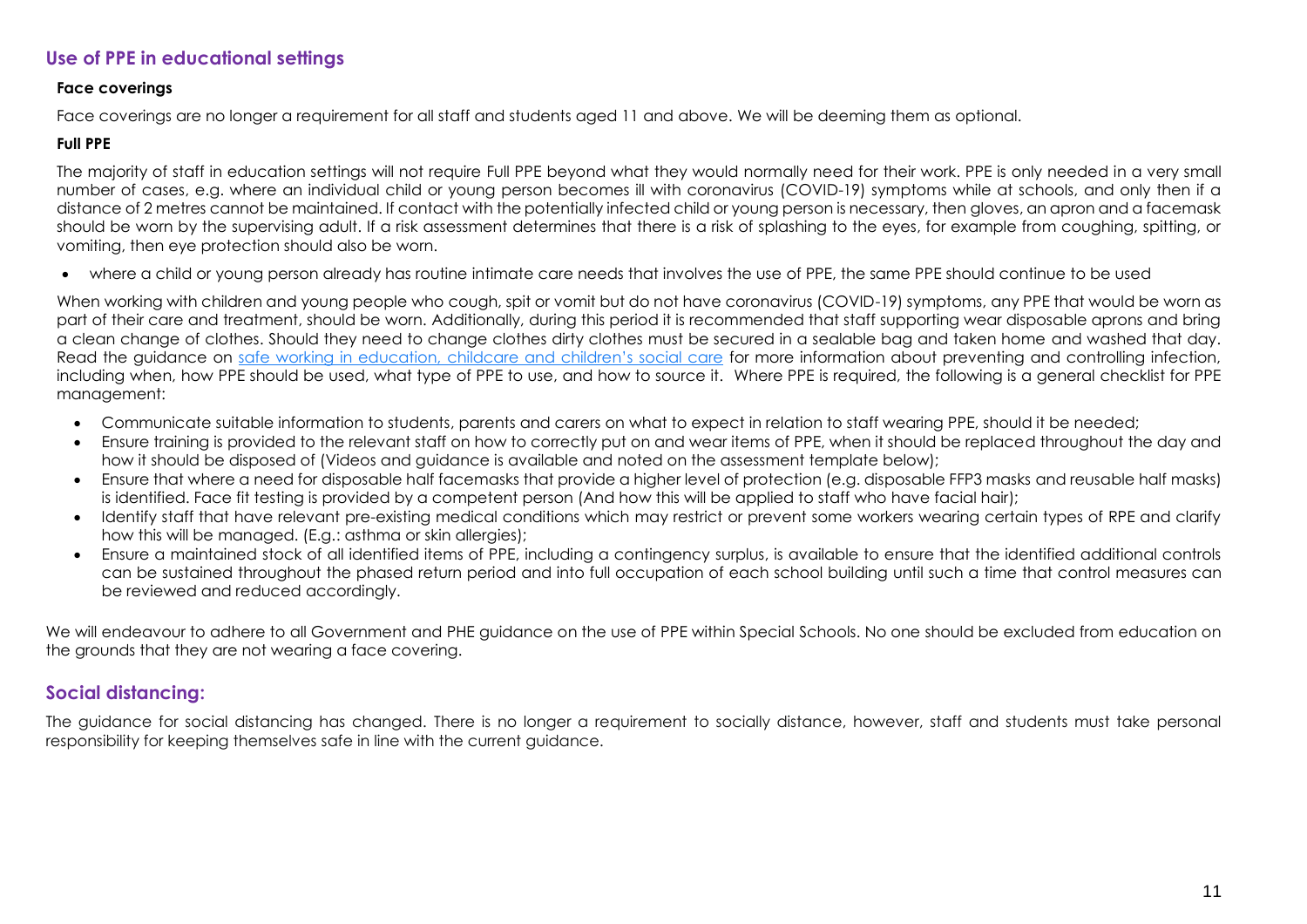## Use of PPE in educational settings

### Face coverings

Face coverings are no longer a requirement for all staff and students aged 11 and above. We will be deeming them as optional.

### Full PPE

The majority of staff in education settings will not require Full PPE beyond what they would normally need for their work. PPE is only needed in a very small number of cases, e.g. where an individual child or young person becomes ill with coronavirus (COVID-19) symptoms while at schools, and only then if a distance of 2 metres cannot be maintained. If contact with the potentially infected child or young person is necessary, then gloves, an apron and a facemask should be worn by the supervising adult. If a risk assessment determines that there is a risk of splashing to the eyes, for example from coughing, spitting, or vomiting, then eye protection should also be worn.

- where a child or young person already has routine intimate care needs that involves the use of PPE, the same PPE should continue to be used

When working with children and young people who cough, spit or vomit but do not have coronavirus (COVID-19) symptoms, any PPE that would be worn as part of their care and treatment, should be worn. Additionally, during this period it is recommended that staff supporting wear disposable aprons and bring a clean change of clothes. Should they need to change clothes dirty clothes must be secured in a sealable bag and taken home and washed that day. Read the guidance on safe working in education, childcare and children's social care for more information about preventing and controlling infection, including when, how PPE should be used, what type of PPE to use, and how to source it. Where PPE is required, the following is a general checklist for PPE management:

- Communicate suitable information to students, parents and carers on what to expect in relation to staff wearing PPE, should it be needed;
- Ensure training is provided to the relevant staff on how to correctly put on and wear items of PPE, when it should be replaced throughout the day and how it should be disposed of (Videos and guidance is available and noted on the assessment template below);
- Ensure that where a need for disposable half facemasks that provide a higher level of protection (e.g. disposable FFP3 masks and reusable half masks) is identified. Face fit testing is provided by a competent person (And how this will be applied to staff who have facial hair);
- Identify staff that have relevant pre-existing medical conditions which may restrict or prevent some workers wearing certain types of RPE and clarify how this will be managed. (E.g.: asthma or skin allergies);
- Ensure a maintained stock of all identified items of PPE, including a contingency surplus, is available to ensure that the identified additional controls can be sustained throughout the phased return period and into full occupation of each school building until such a time that control measures can be reviewed and reduced accordingly.

We will endeavour to adhere to all Government and PHE guidance on the use of PPE within Special Schools. No one should be excluded from education on the grounds that they are not wearing a face covering.

## Social distancing:

The guidance for social distancing has changed. There is no longer a requirement to socially distance, however, staff and students must take personal responsibility for keeping themselves safe in line with the current guidance.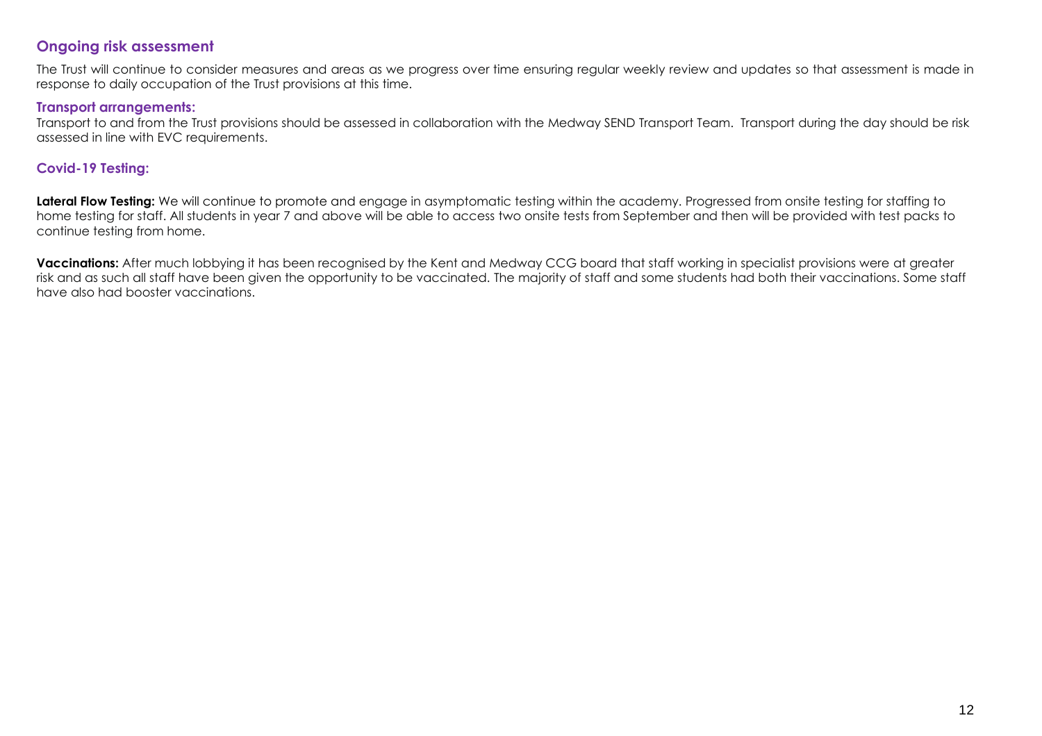## Ongoing risk assessment

The Trust will continue to consider measures and areas as we progress over time ensuring regular weekly review and updates so that assessment is made in response to daily occupation of the Trust provisions at this time.

### Transport arrangements:

Transport to and from the Trust provisions should be assessed in collaboration with the Medway SEND Transport Team. Transport during the day should be risk assessed in line with EVC requirements.

## Covid-19 Testing:

**Lateral Flow Testing:** We will continue to promote and engage in asymptomatic testing within the academy. Progressed from onsite testing for staffing to home testing for staff. All students in year 7 and above will be able to access two onsite tests from September and then will be provided with test packs to continue testing from home.

**Vaccinations:** After much lobbying it has been recognised by the Kent and Medway CCG board that staff working in specialist provisions were at greater risk and as such all staff have been given the opportunity to be vaccinated. The majority of staff and some students had both their vaccinations. Some staff have also had booster vaccinations.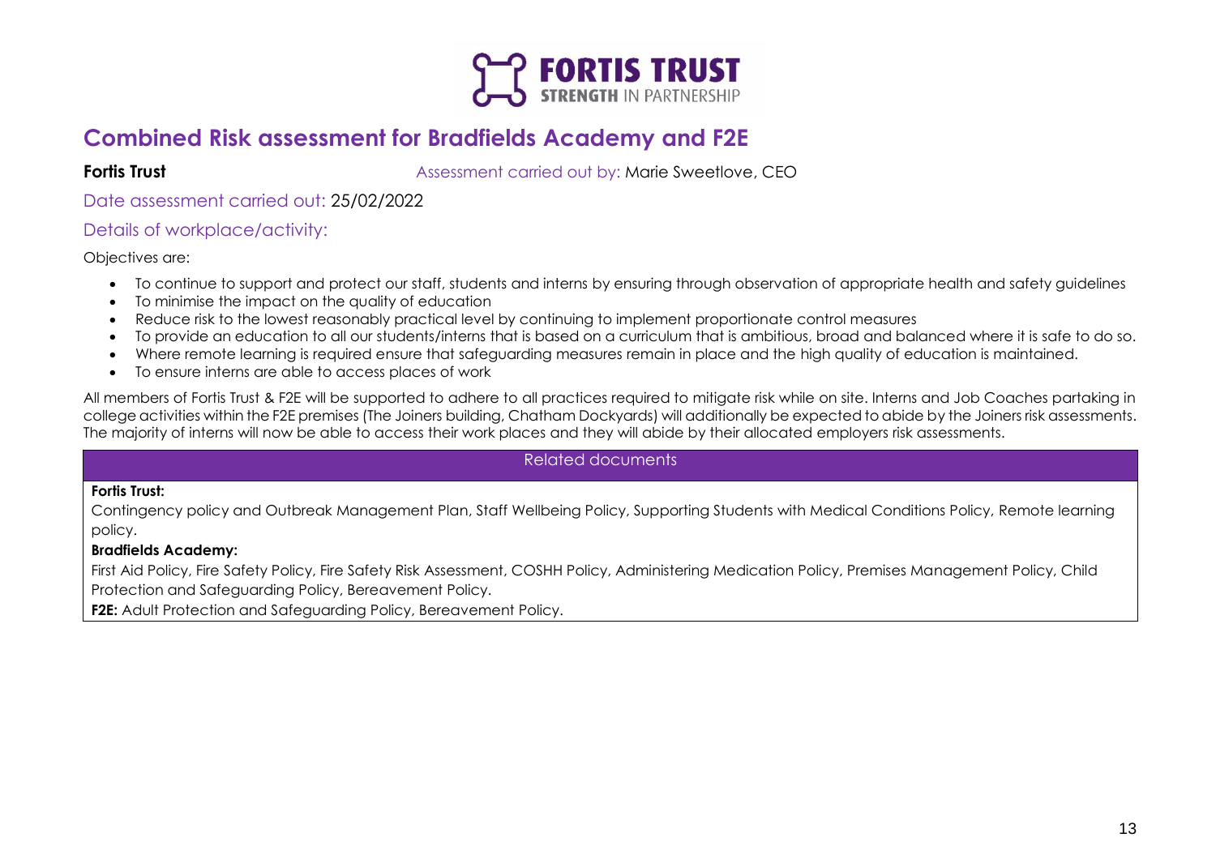# Combined Risk assessment for Bradfields Academy and F2E

**Fortis Trust** Assessment carried out by: Marie Sweetlove, CEO

Date assessment carried out: 25/02/2022

Details of workplace/activity:

Objectives are:

- To continue to support and protect our staff, students and interns by ensuring through observation of appropriate health and safety guidelines
- To minimise the impact on the quality of education
- Reduce risk to the lowest reasonably practical level by continuing to implement proportionate control measures
- To provide an education to all our students/interns that is based on a curriculum that is ambitious, broad and balanced where it is safe to do so.
- Where remote learning is required ensure that safeguarding measures remain in place and the high quality of education is maintained.
- To ensure interns are able to access places of work

All members of Fortis Trust & F2E will be supported to adhere to all practices required to mitigate risk while on site. Interns and Job Coaches partaking in college activities within the F2E premises (The Joiners building, Chatham Dockyards) will additionally be expected to abide by the Joiners risk assessments. The majority of interns will now be able to access their work places and they will abide by their allocated employers risk assessments.

| Related documents |
| --- |
| **Fortis Trust:**<br>Contingency policy and Outbreak Management Plan, Staff Wellbeing Policy, Supporting Students with Medical Conditions Policy, Remote learning policy.<br>**Bradfields Academy:**<br>First Aid Policy, Fire Safety Policy, Fire Safety Risk Assessment, COSHH Policy, Administering Medication Policy, Premises Management Policy, Child Protection and Safeguarding Policy, Bereavement Policy.<br>**F2E:** Adult Protection and Safeguarding Policy, Bereavement Policy. |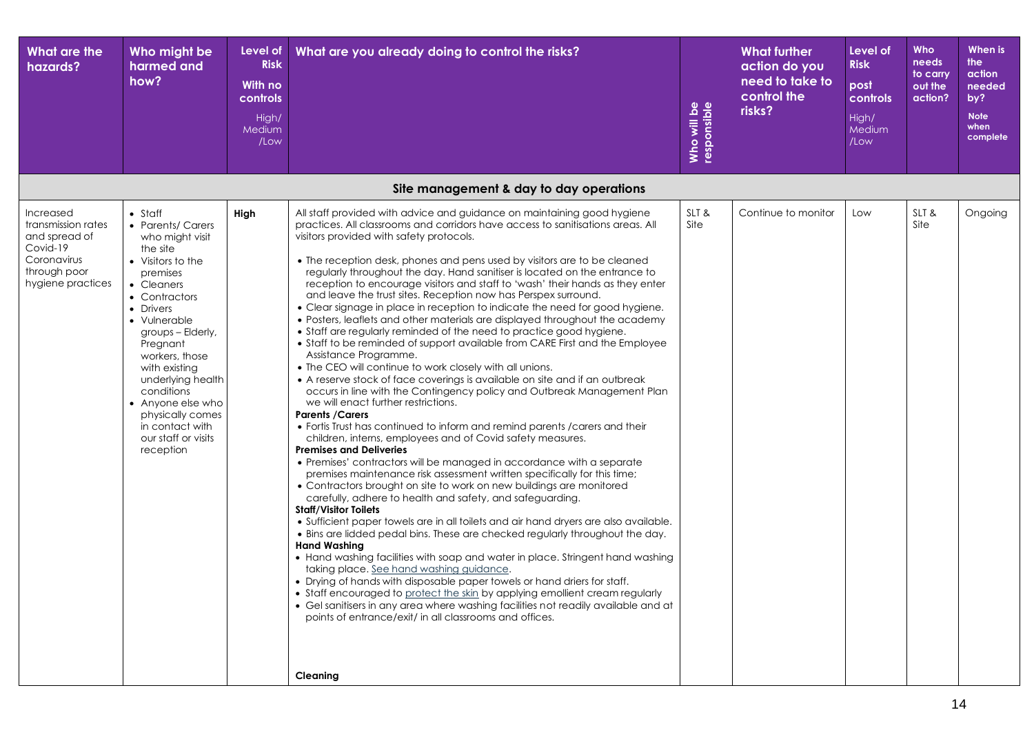| What are the hazards? | Who might be harmed and how? | Level of Risk With no controls High/ Medium /Low | What are you already doing to control the risks? | Who will be responsible | What further action do you need to take to control the risks? | Level of Risk post controls High/ Medium /Low | Who needs to carry out the action? | When is the action needed by? Note when complete |
|---|---|---|---|---|---|---|---|---|
| **Site management & day to day operations** | | | | | | | | |
| Increased transmission rates and spread of Covid-19 Coronavirus through poor hygiene practices | • Staff<br>• Parents/ Carers who might visit the site<br>• Visitors to the premises<br>• Cleaners<br>• Contractors<br>• Drivers<br>• Vulnerable groups – Elderly, Pregnant workers, those with existing underlying health conditions<br>• Anyone else who physically comes in contact with our staff or visits reception | **High** | All staff provided with advice and guidance on maintaining good hygiene practices. All classrooms and corridors have access to sanitisations areas. All visitors provided with safety protocols.<br><br>• The reception desk, phones and pens used by visitors are to be cleaned regularly throughout the day. Hand sanitiser is located on the entrance to reception to encourage visitors and staff to 'wash' their hands as they enter and leave the trust sites. Reception now has Perspex surround.<br>• Clear signage in place in reception to indicate the need for good hygiene.<br>• Posters, leaflets and other materials are displayed throughout the academy<br>• Staff are regularly reminded of the need to practice good hygiene.<br>• Staff to be reminded of support available from CARE First and the Employee Assistance Programme.<br>• The CEO will continue to work closely with all unions.<br>• A reserve stock of face coverings is available on site and if an outbreak occurs in line with the Contingency policy and Outbreak Management Plan we will enact further restrictions.<br>**Parents /Carers**<br>• Fortis Trust has continued to inform and remind parents /carers and their children, interns, employees and of Covid safety measures.<br>**Premises and Deliveries**<br>• Premises' contractors will be managed in accordance with a separate premises maintenance risk assessment written specifically for this time;<br>• Contractors brought on site to work on new buildings are monitored carefully, adhere to health and safety, and safeguarding.<br>**Staff/Visitor Toilets**<br>• Sufficient paper towels are in all toilets and air hand dryers are also available.<br>• Bins are lidded pedal bins. These are checked regularly throughout the day.<br>**Hand Washing**<br>• Hand washing facilities with soap and water in place. Stringent hand washing taking place. See hand washing guidance.<br>• Drying of hands with disposable paper towels or hand driers for staff.<br>• Staff encouraged to protect the skin by applying emollient cream regularly<br>• Gel sanitisers in any area where washing facilities not readily available and at points of entrance/exit/ in all classrooms and offices.<br><br>**Cleaning** | SLT & Site | Continue to monitor | Low | SLT & Site | Ongoing |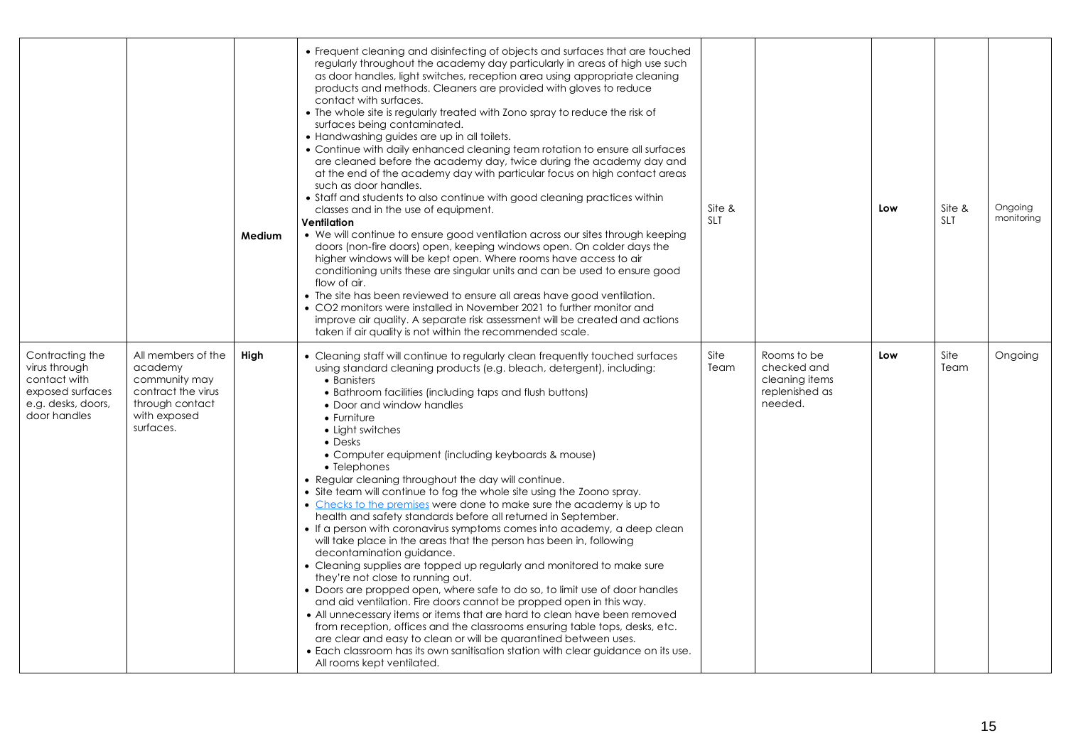| | | | | | | | | |
|---|---|---|---|---|---|---|---|---|
| | | **Medium** | • Frequent cleaning and disinfecting of objects and surfaces that are touched regularly throughout the academy day particularly in areas of high use such as door handles, light switches, reception area using appropriate cleaning products and methods. Cleaners are provided with gloves to reduce contact with surfaces.<br>• The whole site is regularly treated with Zono spray to reduce the risk of surfaces being contaminated.<br>• Handwashing guides are up in all toilets.<br>• Continue with daily enhanced cleaning team rotation to ensure all surfaces are cleaned before the academy day, twice during the academy day and at the end of the academy day with particular focus on high contact areas such as door handles.<br>• Staff and students to also continue with good cleaning practices within classes and in the use of equipment.<br>**Ventilation**<br>• We will continue to ensure good ventilation across our sites through keeping doors (non-fire doors) open, keeping windows open. On colder days the higher windows will be kept open. Where rooms have access to air conditioning units these are singular units and can be used to ensure good flow of air.<br>• The site has been reviewed to ensure all areas have good ventilation.<br>• CO2 monitors were installed in November 2021 to further monitor and improve air quality. A separate risk assessment will be created and actions taken if air quality is not within the recommended scale. | Site & SLT | | **Low** | Site & SLT | Ongoing monitoring |
| Contracting the virus through contact with exposed surfaces e.g. desks, doors, door handles | All members of the academy community may contract the virus through contact with exposed surfaces. | **High** | • Cleaning staff will continue to regularly clean frequently touched surfaces using standard cleaning products (e.g. bleach, detergent), including:<br>  • Banisters<br>  • Bathroom facilities (including taps and flush buttons)<br>  • Door and window handles<br>  • Furniture<br>  • Light switches<br>  • Desks<br>  • Computer equipment (including keyboards & mouse)<br>  • Telephones<br>• Regular cleaning throughout the day will continue.<br>• Site team will continue to fog the whole site using the Zoono spray.<br>• Checks to the premises were done to make sure the academy is up to health and safety standards before all returned in September.<br>• If a person with coronavirus symptoms comes into academy, a deep clean will take place in the areas that the person has been in, following decontamination guidance.<br>• Cleaning supplies are topped up regularly and monitored to make sure they're not close to running out.<br>• Doors are propped open, where safe to do so, to limit use of door handles and aid ventilation. Fire doors cannot be propped open in this way.<br>• All unnecessary items or items that are hard to clean have been removed from reception, offices and the classrooms ensuring table tops, desks, etc. are clear and easy to clean or will be quarantined between uses.<br>• Each classroom has its own sanitisation station with clear guidance on its use. All rooms kept ventilated. | Site Team | Rooms to be checked and cleaning items replenished as needed. | **Low** | Site Team | Ongoing |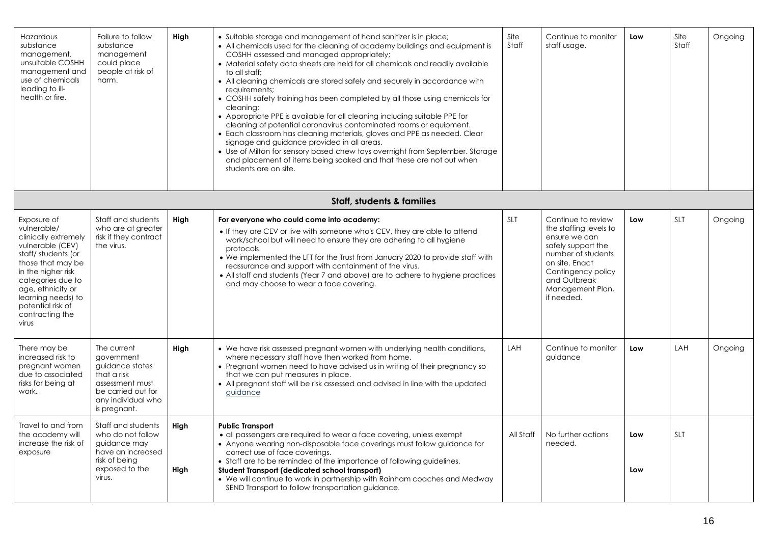| | | | | | | | | |
|---|---|---|---|---|---|---|---|---|
| Hazardous substance management, unsuitable COSHH management and use of chemicals leading to ill-health or fire. | Failure to follow substance management could place people at risk of harm. | **High** | • Suitable storage and management of hand sanitizer is in place;<br>• All chemicals used for the cleaning of academy buildings and equipment is COSHH assessed and managed appropriately;<br>• Material safety data sheets are held for all chemicals and readily available to all staff;<br>• All cleaning chemicals are stored safely and securely in accordance with requirements;<br>• COSHH safety training has been completed by all those using chemicals for cleaning;<br>• Appropriate PPE is available for all cleaning including suitable PPE for cleaning of potential coronavirus contaminated rooms or equipment.<br>• Each classroom has cleaning materials, gloves and PPE as needed. Clear signage and guidance provided in all areas.<br>• Use of Milton for sensory based chew toys overnight from September. Storage and placement of items being soaked and that these are not out when students are on site. | Site Staff | Continue to monitor staff usage. | **Low** | Site Staff | Ongoing |
| **Staff, students & families** | | | | | | | | |
| Exposure of vulnerable/ clinically extremely vulnerable (CEV) staff/ students (or those that may be in the higher risk categories due to age, ethnicity or learning needs) to potential risk of contracting the virus | Staff and students who are at greater risk if they contract the virus. | **High** | **For everyone who could come into academy:**<br>• If they are CEV or live with someone who's CEV, they are able to attend work/school but will need to ensure they are adhering to all hygiene protocols.<br>• We implemented the LFT for the Trust from January 2020 to provide staff with reassurance and support with containment of the virus.<br>• All staff and students (Year 7 and above) are to adhere to hygiene practices and may choose to wear a face covering. | SLT | Continue to review the staffing levels to ensure we can safely support the number of students on site. Enact Contingency policy and Outbreak Management Plan, if needed. | **Low** | SLT | Ongoing |
| There may be increased risk to pregnant women due to associated risks for being at work. | The current government guidance states that a risk assessment must be carried out for any individual who is pregnant. | **High** | • We have risk assessed pregnant women with underlying health conditions, where necessary staff have then worked from home.<br>• Pregnant women need to have advised us in writing of their pregnancy so that we can put measures in place.<br>• All pregnant staff will be risk assessed and advised in line with the updated guidance | LAH | Continue to monitor guidance | **Low** | LAH | Ongoing |
| Travel to and from the academy will increase the risk of exposure | Staff and students who do not follow guidance may have an increased risk of being exposed to the virus. | **High**<br><br>**High** | **Public Transport**<br>• all passengers are required to wear a face covering, unless exempt<br>• Anyone wearing non-disposable face coverings must follow guidance for correct use of face coverings.<br>• Staff are to be reminded of the importance of following guidelines.<br>**Student Transport (dedicated school transport)**<br>• We will continue to work in partnership with Rainham coaches and Medway SEND Transport to follow transportation guidance. | All Staff | No further actions needed. | **Low**<br><br>**Low** | SLT | |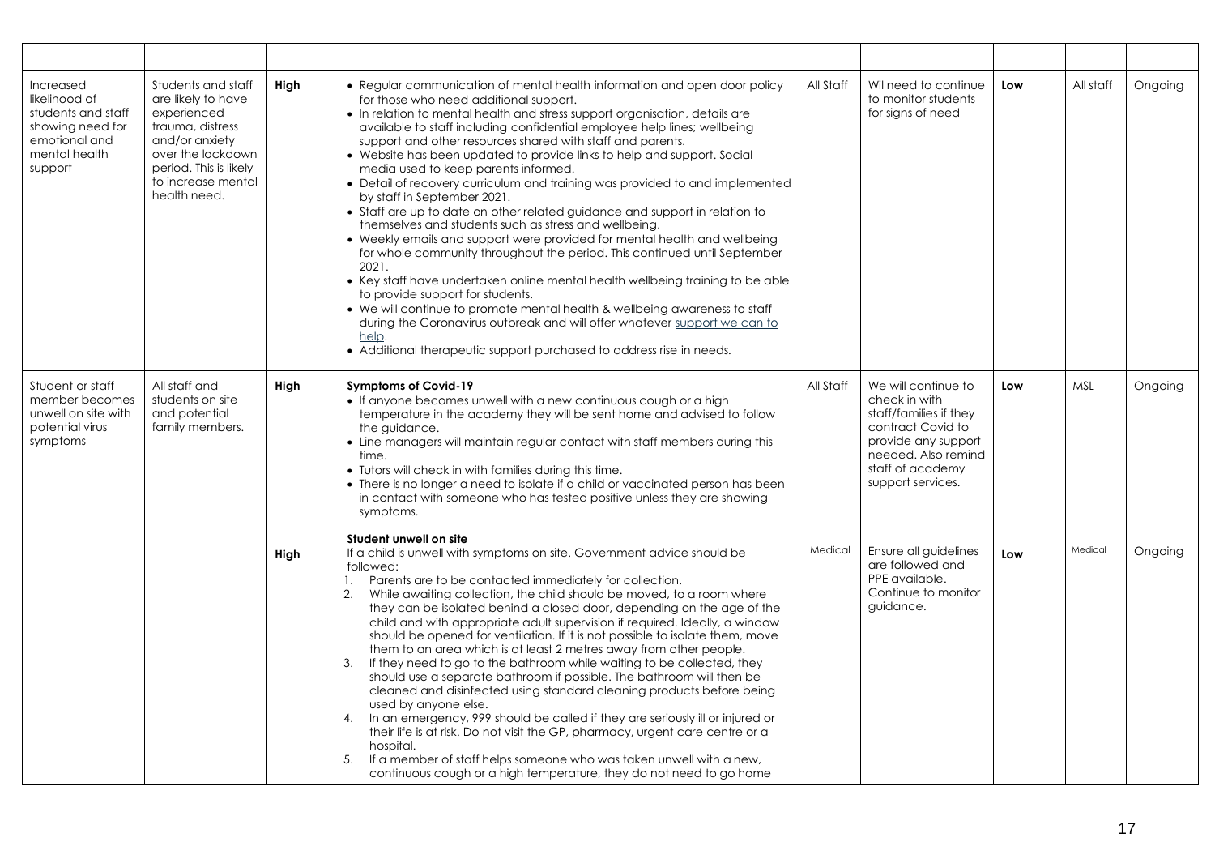| | | | | | | | | |
|---|---|---|---|---|---|---|---|---|
| Increased likelihood of students and staff showing need for emotional and mental health support | Students and staff are likely to have experienced trauma, distress and/or anxiety over the lockdown period. This is likely to increase mental health need. | **High** | • Regular communication of mental health information and open door policy for those who need additional support.<br>• In relation to mental health and stress support organisation, details are available to staff including confidential employee help lines; wellbeing support and other resources shared with staff and parents.<br>• Website has been updated to provide links to help and support. Social media used to keep parents informed.<br>• Detail of recovery curriculum and training was provided to and implemented by staff in September 2021.<br>• Staff are up to date on other related guidance and support in relation to themselves and students such as stress and wellbeing.<br>• Weekly emails and support were provided for mental health and wellbeing for whole community throughout the period. This continued until September 2021.<br>• Key staff have undertaken online mental health wellbeing training to be able to provide support for students.<br>• We will continue to promote mental health & wellbeing awareness to staff during the Coronavirus outbreak and will offer whatever support we can to help.<br>• Additional therapeutic support purchased to address rise in needs. | All Staff | Wil need to continue to monitor students for signs of need | **Low** | All staff | Ongoing |
| Student or staff member becomes unwell on site with potential virus symptoms | All staff and students on site and potential family members. | **High** | **Symptoms of Covid-19**<br>• If anyone becomes unwell with a new continuous cough or a high temperature in the academy they will be sent home and advised to follow the guidance.<br>• Line managers will maintain regular contact with staff members during this time.<br>• Tutors will check in with families during this time.<br>• There is no longer a need to isolate if a child or vaccinated person has been in contact with someone who has tested positive unless they are showing symptoms. | All Staff | We will continue to check in with staff/families if they contract Covid to provide any support needed. Also remind staff of academy support services. | **Low** | MSL | Ongoing |
| | | **High** | **Student unwell on site**<br>If a child is unwell with symptoms on site. Government advice should be followed:<br>1. Parents are to be contacted immediately for collection.<br>2. While awaiting collection, the child should be moved, to a room where they can be isolated behind a closed door, depending on the age of the child and with appropriate adult supervision if required. Ideally, a window should be opened for ventilation. If it is not possible to isolate them, move them to an area which is at least 2 metres away from other people.<br>3. If they need to go to the bathroom while waiting to be collected, they should use a separate bathroom if possible. The bathroom will then be cleaned and disinfected using standard cleaning products before being used by anyone else.<br>4. In an emergency, 999 should be called if they are seriously ill or injured or their life is at risk. Do not visit the GP, pharmacy, urgent care centre or a hospital.<br>5. If a member of staff helps someone who was taken unwell with a new, continuous cough or a high temperature, they do not need to go home | Medical | Ensure all guidelines are followed and PPE available. Continue to monitor guidance. | **Low** | Medical | Ongoing |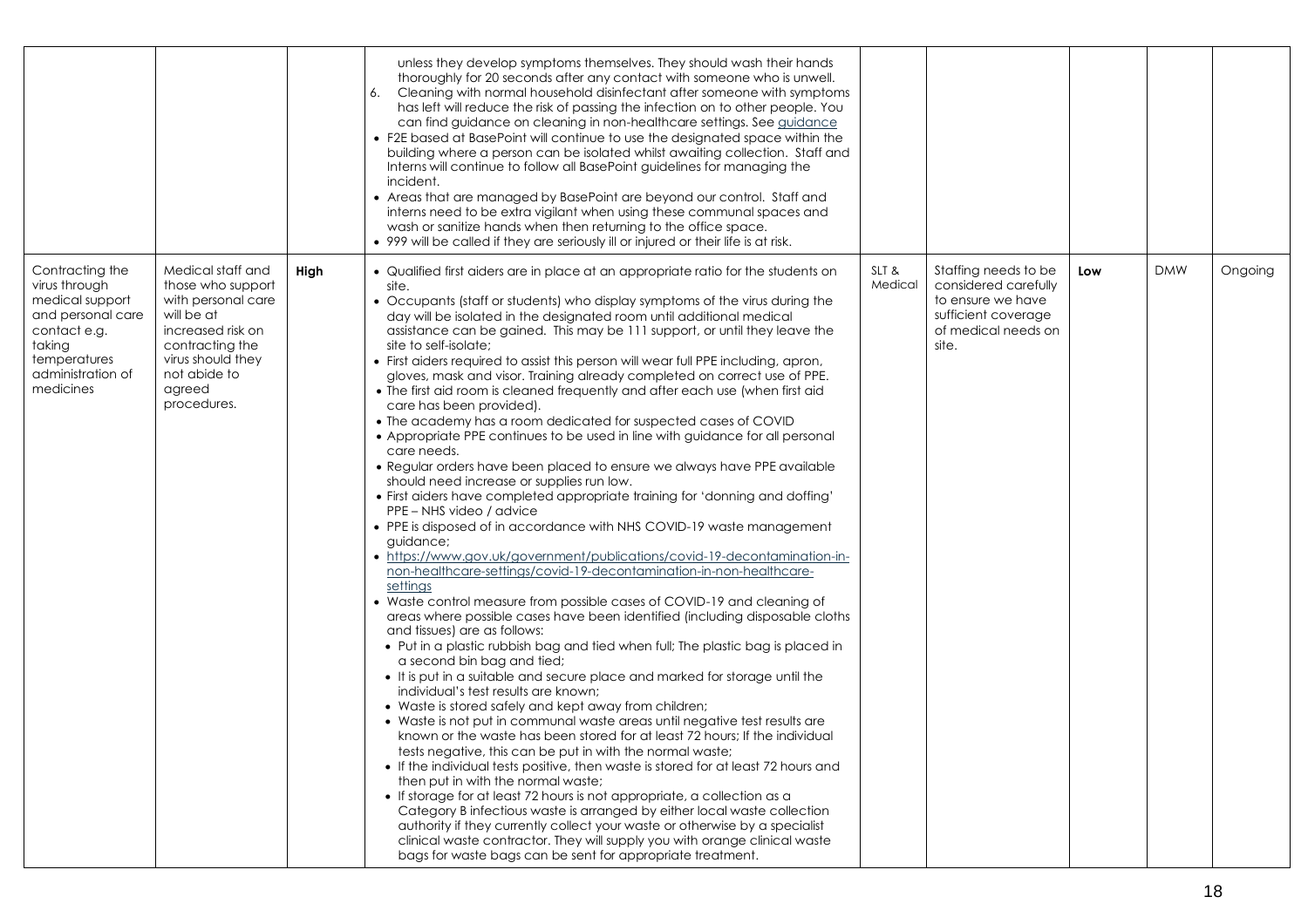| | | | | | | | | |
|---|---|---|---|---|---|---|---|---|
| | | | unless they develop symptoms themselves. They should wash their hands thoroughly for 20 seconds after any contact with someone who is unwell.<br>6. Cleaning with normal household disinfectant after someone with symptoms has left will reduce the risk of passing the infection on to other people. You can find guidance on cleaning in non-healthcare settings. See [guidance](guidance)<br>• F2E based at BasePoint will continue to use the designated space within the building where a person can be isolated whilst awaiting collection. Staff and Interns will continue to follow all BasePoint guidelines for managing the incident.<br>• Areas that are managed by BasePoint are beyond our control. Staff and interns need to be extra vigilant when using these communal spaces and wash or sanitize hands when then returning to the office space.<br>• 999 will be called if they are seriously ill or injured or their life is at risk. | | | | | |
| Contracting the virus through medical support and personal care contact e.g. taking temperatures administration of medicines | Medical staff and those who support with personal care will be at increased risk on contracting the virus should they not abide to agreed procedures. | **High** | • Qualified first aiders are in place at an appropriate ratio for the students on site.<br>• Occupants (staff or students) who display symptoms of the virus during the day will be isolated in the designated room until additional medical assistance can be gained. This may be 111 support, or until they leave the site to self-isolate;<br>• First aiders required to assist this person will wear full PPE including, apron, gloves, mask and visor. Training already completed on correct use of PPE.<br>• The first aid room is cleaned frequently and after each use (when first aid care has been provided).<br>• The academy has a room dedicated for suspected cases of COVID<br>• Appropriate PPE continues to be used in line with guidance for all personal care needs.<br>• Regular orders have been placed to ensure we always have PPE available should need increase or supplies run low.<br>• First aiders have completed appropriate training for 'donning and doffing' PPE – NHS video / advice<br>• PPE is disposed of in accordance with NHS COVID-19 waste management guidance;<br>• https://www.gov.uk/government/publications/covid-19-decontamination-in-non-healthcare-settings/covid-19-decontamination-in-non-healthcare-settings<br>• Waste control measure from possible cases of COVID-19 and cleaning of areas where possible cases have been identified (including disposable cloths and tissues) are as follows:<br>• Put in a plastic rubbish bag and tied when full; The plastic bag is placed in a second bin bag and tied;<br>• It is put in a suitable and secure place and marked for storage until the individual's test results are known;<br>• Waste is stored safely and kept away from children;<br>• Waste is not put in communal waste areas until negative test results are known or the waste has been stored for at least 72 hours; If the individual tests negative, this can be put in with the normal waste;<br>• If the individual tests positive, then waste is stored for at least 72 hours and then put in with the normal waste;<br>• If storage for at least 72 hours is not appropriate, a collection as a Category B infectious waste is arranged by either local waste collection authority if they currently collect your waste or otherwise by a specialist clinical waste contractor. They will supply you with orange clinical waste bags for waste bags can be sent for appropriate treatment. | SLT & Medical | Staffing needs to be considered carefully to ensure we have sufficient coverage of medical needs on site. | **Low** | DMW | Ongoing |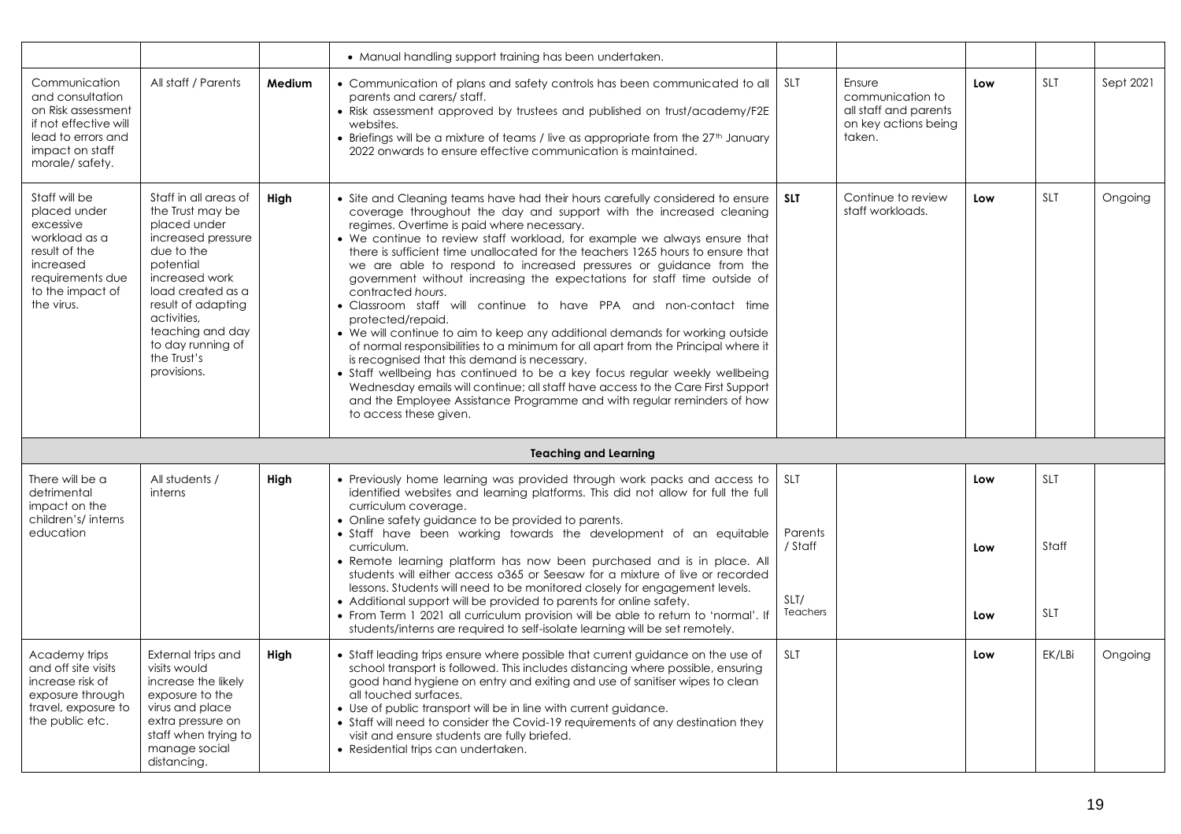| | | | | | | | | |
|---|---|---|---|---|---|---|---|---|
| | | | • Manual handling support training has been undertaken. | | | | | |
| Communication and consultation on Risk assessment if not effective will lead to errors and impact on staff morale/ safety. | All staff / Parents | **Medium** | • Communication of plans and safety controls has been communicated to all parents and carers/ staff.<br>• Risk assessment approved by trustees and published on trust/academy/F2E websites.<br>• Briefings will be a mixture of teams / live as appropriate from the 27th January 2022 onwards to ensure effective communication is maintained. | SLT | Ensure communication to all staff and parents on key actions being taken. | **Low** | SLT | Sept 2021 |
| Staff will be placed under excessive workload as a result of the increased requirements due to the impact of the virus. | Staff in all areas of the Trust may be placed under increased pressure due to the potential increased work load created as a result of adapting activities, teaching and day to day running of the Trust's provisions. | **High** | • Site and Cleaning teams have had their hours carefully considered to ensure coverage throughout the day and support with the increased cleaning regimes. Overtime is paid where necessary.<br>• We continue to review staff workload, for example we always ensure that there is sufficient time unallocated for the teachers 1265 hours to ensure that we are able to respond to increased pressures or guidance from the government without increasing the expectations for staff time outside of contracted *hours*.<br>• Classroom staff will continue to have PPA and non-contact time protected/repaid.<br>• We will continue to aim to keep any additional demands for working outside of normal responsibilities to a minimum for all apart from the Principal where it is recognised that this demand is necessary.<br>• Staff wellbeing has continued to be a key focus regular weekly wellbeing Wednesday emails will continue; all staff have access to the Care First Support and the Employee Assistance Programme and with regular reminders of how to access these given. | **SLT** | Continue to review staff workloads. | **Low** | SLT | Ongoing |
| | | | **Teaching and Learning** | | | | | |
| There will be a detrimental impact on the children's/ interns education | All students / interns | **High** | • Previously home learning was provided through work packs and access to identified websites and learning platforms. This did not allow for full the full curriculum coverage.<br>• Online safety guidance to be provided to parents.<br>• Staff have been working towards the development of an equitable curriculum.<br>• Remote learning platform has now been purchased and is in place. All students will either access o365 or Seesaw for a mixture of live or recorded lessons. Students will need to be monitored closely for engagement levels.<br>• Additional support will be provided to parents for online safety.<br>• From Term 1 2021 all curriculum provision will be able to return to 'normal'. If students/interns are required to self-isolate learning will be set remotely. | SLT<br><br>Parents / Staff<br><br>SLT/ Teachers | | **Low**<br><br>**Low**<br><br>**Low** | SLT<br><br>Staff<br><br>SLT | |
| Academy trips and off site visits increase risk of exposure through travel, exposure to the public etc. | External trips and visits would increase the likely exposure to the virus and place extra pressure on staff when trying to manage social distancing. | **High** | • Staff leading trips ensure where possible that current guidance on the use of school transport is followed. This includes distancing where possible, ensuring good hand hygiene on entry and exiting and use of sanitiser wipes to clean all touched surfaces.<br>• Use of public transport will be in line with current guidance.<br>• Staff will need to consider the Covid-19 requirements of any destination they visit and ensure students are fully briefed.<br>• Residential trips can undertaken. | SLT | | **Low** | EK/LBi | Ongoing |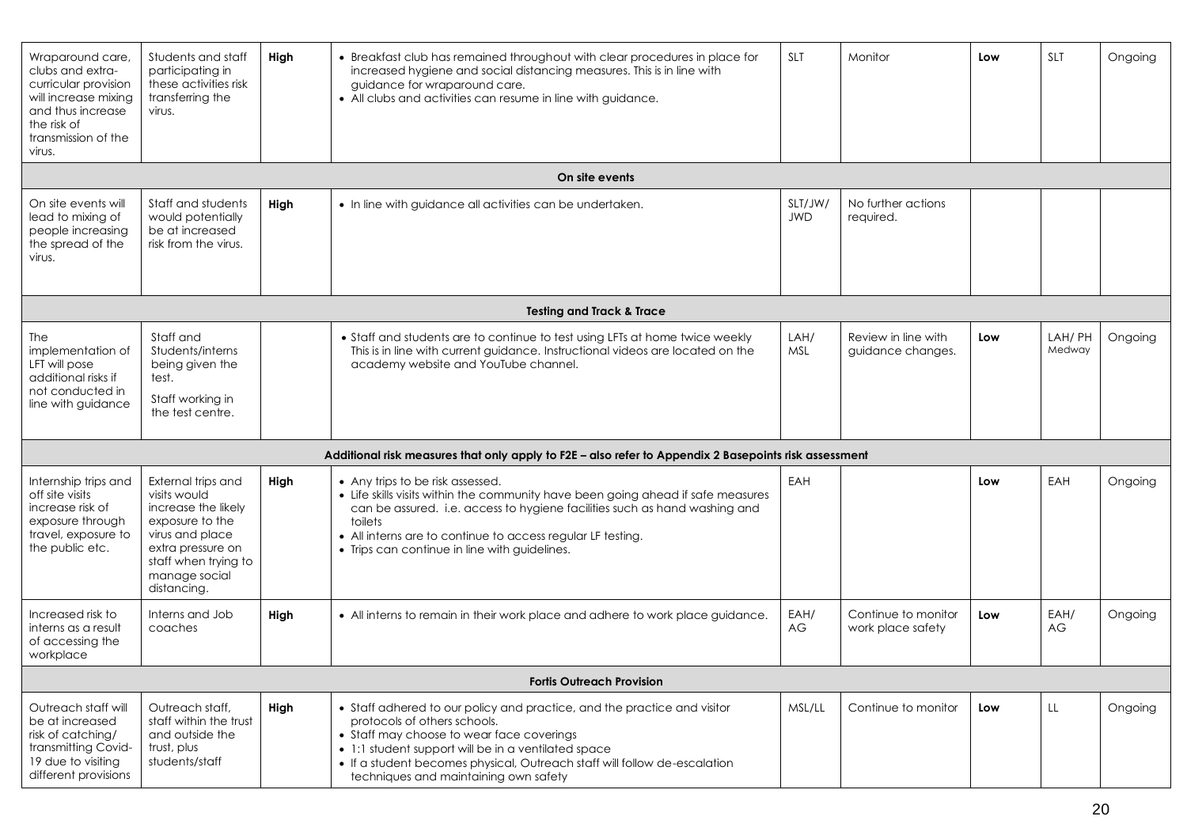| | | | | | | | | |
|---|---|---|---|---|---|---|---|---|
| Wraparound care, clubs and extra-curricular provision will increase mixing and thus increase the risk of transmission of the virus. | Students and staff participating in these activities risk transferring the virus. | **High** | • Breakfast club has remained throughout with clear procedures in place for increased hygiene and social distancing measures. This is in line with guidance for wraparound care.<br>• All clubs and activities can resume in line with guidance. | SLT | Monitor | **Low** | SLT | Ongoing |
| | | | **On site events** | | | | | |
| On site events will lead to mixing of people increasing the spread of the virus. | Staff and students would potentially be at increased risk from the virus. | **High** | • In line with guidance all activities can be undertaken. | SLT/JW/ JWD | No further actions required. | | | |
| | | | **Testing and Track & Trace** | | | | | |
| The implementation of LFT will pose additional risks if not conducted in line with guidance | Staff and Students/interns being given the test.<br><br>Staff working in the test centre. | | • Staff and students are to continue to test using LFTs at home twice weekly This is in line with current guidance. Instructional videos are located on the academy website and YouTube channel. | LAH/ MSL | Review in line with guidance changes. | **Low** | LAH/ PH Medway | Ongoing |
| | | | **Additional risk measures that only apply to F2E – also refer to Appendix 2 Basepoints risk assessment** | | | | | |
| Internship trips and off site visits increase risk of exposure through travel, exposure to the public etc. | External trips and visits would increase the likely exposure to the virus and place extra pressure on staff when trying to manage social distancing. | **High** | • Any trips to be risk assessed.<br>• Life skills visits within the community have been going ahead if safe measures can be assured. i.e. access to hygiene facilities such as hand washing and toilets<br>• All interns are to continue to access regular LF testing.<br>• Trips can continue in line with guidelines. | EAH | | **Low** | EAH | Ongoing |
| Increased risk to interns as a result of accessing the workplace | Interns and Job coaches | **High** | • All interns to remain in their work place and adhere to work place guidance. | EAH/ AG | Continue to monitor work place safety | **Low** | EAH/ AG | Ongoing |
| | | | **Fortis Outreach Provision** | | | | | |
| Outreach staff will be at increased risk of catching/ transmitting Covid-19 due to visiting different provisions | Outreach staff, staff within the trust and outside the trust, plus students/staff | **High** | • Staff adhered to our policy and practice, and the practice and visitor protocols of others schools.<br>• Staff may choose to wear face coverings<br>• 1:1 student support will be in a ventilated space<br>• If a student becomes physical, Outreach staff will follow de-escalation techniques and maintaining own safety | MSL/LL | Continue to monitor | **Low** | LL | Ongoing |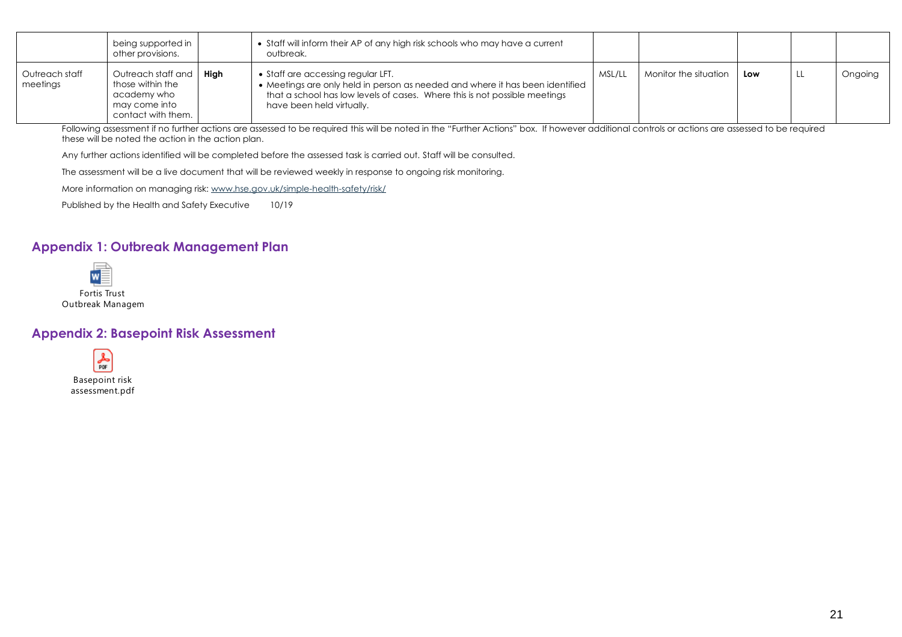| | | | | | | | | |
|---|---|---|---|---|---|---|---|---|
| | being supported in other provisions. | | • Staff will inform their AP of any high risk schools who may have a current outbreak. | | | | | |
| Outreach staff meetings | Outreach staff and those within the academy who may come into contact with them. | **High** | • Staff are accessing regular LFT.<br>• Meetings are only held in person as needed and where it has been identified that a school has low levels of cases. Where this is not possible meetings have been held virtually. | MSL/LL | Monitor the situation | **Low** | LL | Ongoing |

Following assessment if no further actions are assessed to be required this will be noted in the "Further Actions" box. If however additional controls or actions are assessed to be required these will be noted the action in the action plan.

Any further actions identified will be completed before the assessed task is carried out. Staff will be consulted.

The assessment will be a live document that will be reviewed weekly in response to ongoing risk monitoring.

More information on managing risk: www.hse.gov.uk/simple-health-safety/risk/

Published by the Health and Safety Executive 10/19

## Appendix 1: Outbreak Management Plan

Fortis Trust Outbreak Managem

## Appendix 2: Basepoint Risk Assessment

Basepoint risk assessment.pdf